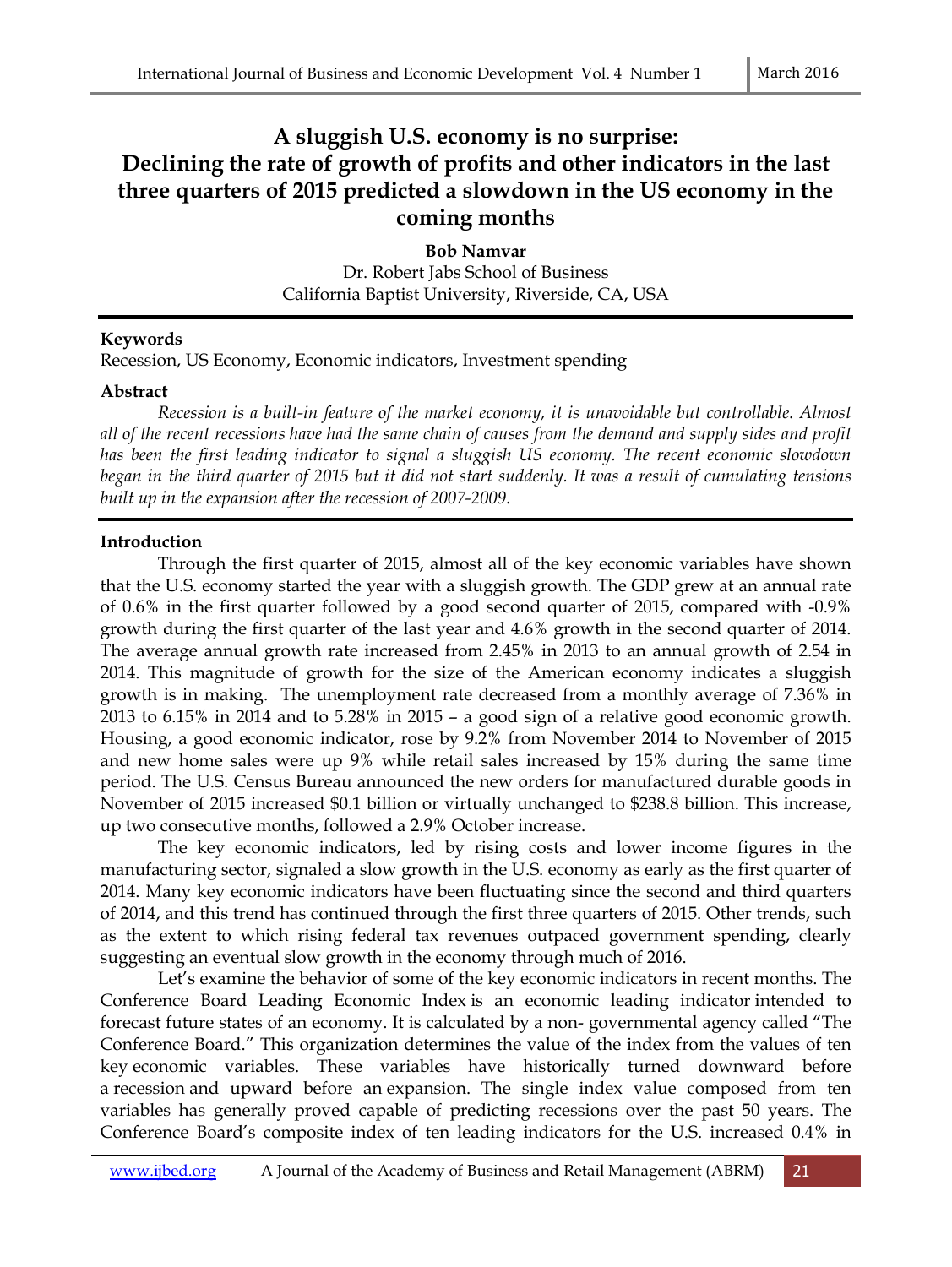# A sluggish U.S. economy is no surprise: Declining the rate of growth of profits and other indicators in the last three quarters of 2015 predicted a slowdown in the US economy in the coming months

**Bob Namvar**
Dr. Robert Jabs School of Business
California Baptist University, Riverside, CA, USA

### Keywords

Recession, US Economy, Economic indicators, Investment spending

### Abstract

*Recession is a built-in feature of the market economy, it is unavoidable but controllable. Almost all of the recent recessions have had the same chain of causes from the demand and supply sides and profit has been the first leading indicator to signal a sluggish US economy. The recent economic slowdown began in the third quarter of 2015 but it did not start suddenly. It was a result of cumulating tensions built up in the expansion after the recession of 2007-2009.*

### Introduction

Through the first quarter of 2015, almost all of the key economic variables have shown that the U.S. economy started the year with a sluggish growth. The GDP grew at an annual rate of 0.6% in the first quarter followed by a good second quarter of 2015, compared with -0.9% growth during the first quarter of the last year and 4.6% growth in the second quarter of 2014. The average annual growth rate increased from 2.45% in 2013 to an annual growth of 2.54 in 2014. This magnitude of growth for the size of the American economy indicates a sluggish growth is in making. The unemployment rate decreased from a monthly average of 7.36% in 2013 to 6.15% in 2014 and to 5.28% in 2015 – a good sign of a relative good economic growth. Housing, a good economic indicator, rose by 9.2% from November 2014 to November of 2015 and new home sales were up 9% while retail sales increased by 15% during the same time period. The U.S. Census Bureau announced the new orders for manufactured durable goods in November of 2015 increased \$0.1 billion or virtually unchanged to \$238.8 billion. This increase, up two consecutive months, followed a 2.9% October increase.

The key economic indicators, led by rising costs and lower income figures in the manufacturing sector, signaled a slow growth in the U.S. economy as early as the first quarter of 2014. Many key economic indicators have been fluctuating since the second and third quarters of 2014, and this trend has continued through the first three quarters of 2015. Other trends, such as the extent to which rising federal tax revenues outpaced government spending, clearly suggesting an eventual slow growth in the economy through much of 2016.

Let's examine the behavior of some of the key economic indicators in recent months. The Conference Board Leading Economic Index is an economic leading indicator intended to forecast future states of an economy. It is calculated by a non- governmental agency called "The Conference Board." This organization determines the value of the index from the values of ten key economic variables. These variables have historically turned downward before a recession and upward before an expansion. The single index value composed from ten variables has generally proved capable of predicting recessions over the past 50 years. The Conference Board's composite index of ten leading indicators for the U.S. increased 0.4% in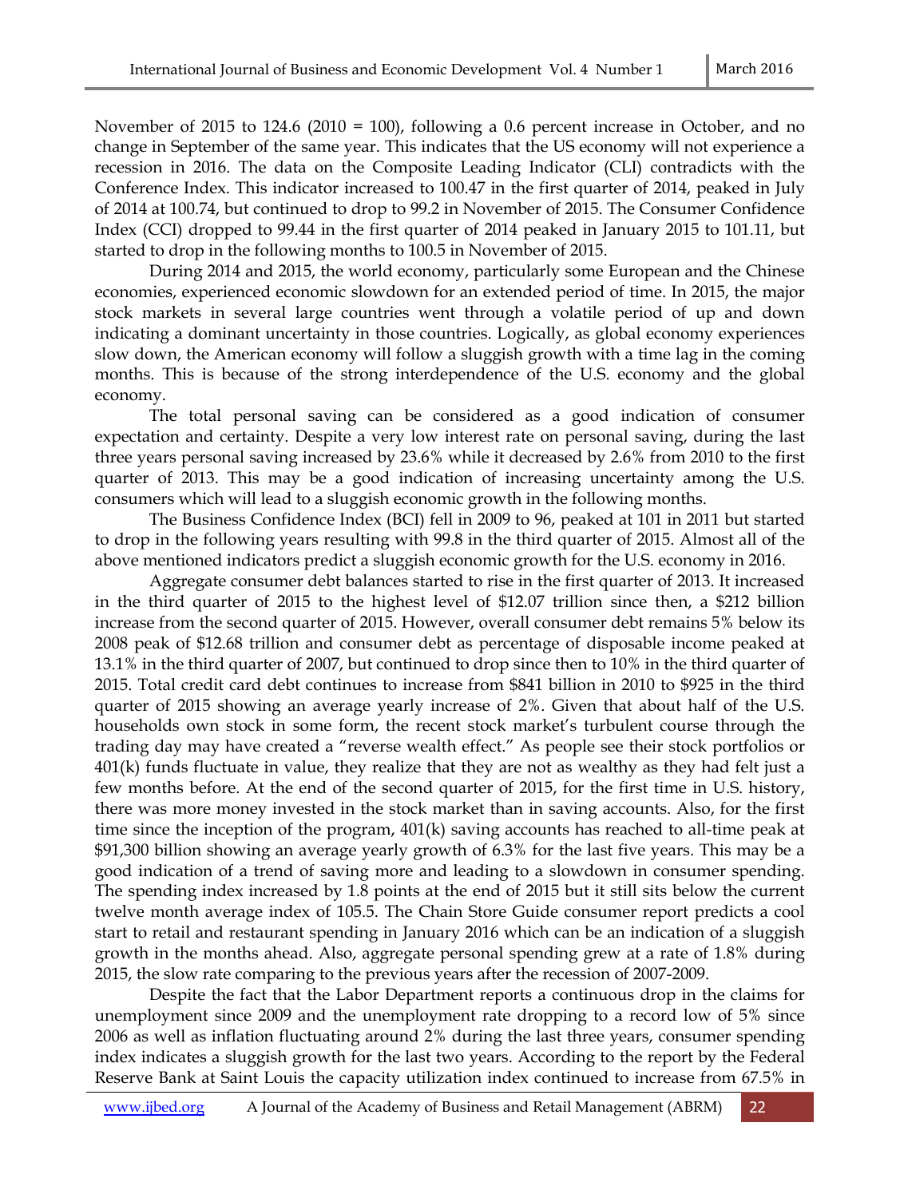November of 2015 to 124.6 (2010 = 100), following a 0.6 percent increase in October, and no change in September of the same year. This indicates that the US economy will not experience a recession in 2016. The data on the Composite Leading Indicator (CLI) contradicts with the Conference Index. This indicator increased to 100.47 in the first quarter of 2014, peaked in July of 2014 at 100.74, but continued to drop to 99.2 in November of 2015. The Consumer Confidence Index (CCI) dropped to 99.44 in the first quarter of 2014 peaked in January 2015 to 101.11, but started to drop in the following months to 100.5 in November of 2015.

During 2014 and 2015, the world economy, particularly some European and the Chinese economies, experienced economic slowdown for an extended period of time. In 2015, the major stock markets in several large countries went through a volatile period of up and down indicating a dominant uncertainty in those countries. Logically, as global economy experiences slow down, the American economy will follow a sluggish growth with a time lag in the coming months. This is because of the strong interdependence of the U.S. economy and the global economy.

The total personal saving can be considered as a good indication of consumer expectation and certainty. Despite a very low interest rate on personal saving, during the last three years personal saving increased by 23.6% while it decreased by 2.6% from 2010 to the first quarter of 2013. This may be a good indication of increasing uncertainty among the U.S. consumers which will lead to a sluggish economic growth in the following months.

The Business Confidence Index (BCI) fell in 2009 to 96, peaked at 101 in 2011 but started to drop in the following years resulting with 99.8 in the third quarter of 2015. Almost all of the above mentioned indicators predict a sluggish economic growth for the U.S. economy in 2016.

Aggregate consumer debt balances started to rise in the first quarter of 2013. It increased in the third quarter of 2015 to the highest level of $12.07 trillion since then, a $212 billion increase from the second quarter of 2015. However, overall consumer debt remains 5% below its 2008 peak of $12.68 trillion and consumer debt as percentage of disposable income peaked at 13.1% in the third quarter of 2007, but continued to drop since then to 10% in the third quarter of 2015. Total credit card debt continues to increase from $841 billion in 2010 to $925 in the third quarter of 2015 showing an average yearly increase of 2%. Given that about half of the U.S. households own stock in some form, the recent stock market's turbulent course through the trading day may have created a "reverse wealth effect." As people see their stock portfolios or 401(k) funds fluctuate in value, they realize that they are not as wealthy as they had felt just a few months before. At the end of the second quarter of 2015, for the first time in U.S. history, there was more money invested in the stock market than in saving accounts. Also, for the first time since the inception of the program, 401(k) saving accounts has reached to all-time peak at $91,300 billion showing an average yearly growth of 6.3% for the last five years. This may be a good indication of a trend of saving more and leading to a slowdown in consumer spending. The spending index increased by 1.8 points at the end of 2015 but it still sits below the current twelve month average index of 105.5. The Chain Store Guide consumer report predicts a cool start to retail and restaurant spending in January 2016 which can be an indication of a sluggish growth in the months ahead. Also, aggregate personal spending grew at a rate of 1.8% during 2015, the slow rate comparing to the previous years after the recession of 2007-2009.

Despite the fact that the Labor Department reports a continuous drop in the claims for unemployment since 2009 and the unemployment rate dropping to a record low of 5% since 2006 as well as inflation fluctuating around 2% during the last three years, consumer spending index indicates a sluggish growth for the last two years. According to the report by the Federal Reserve Bank at Saint Louis the capacity utilization index continued to increase from 67.5% in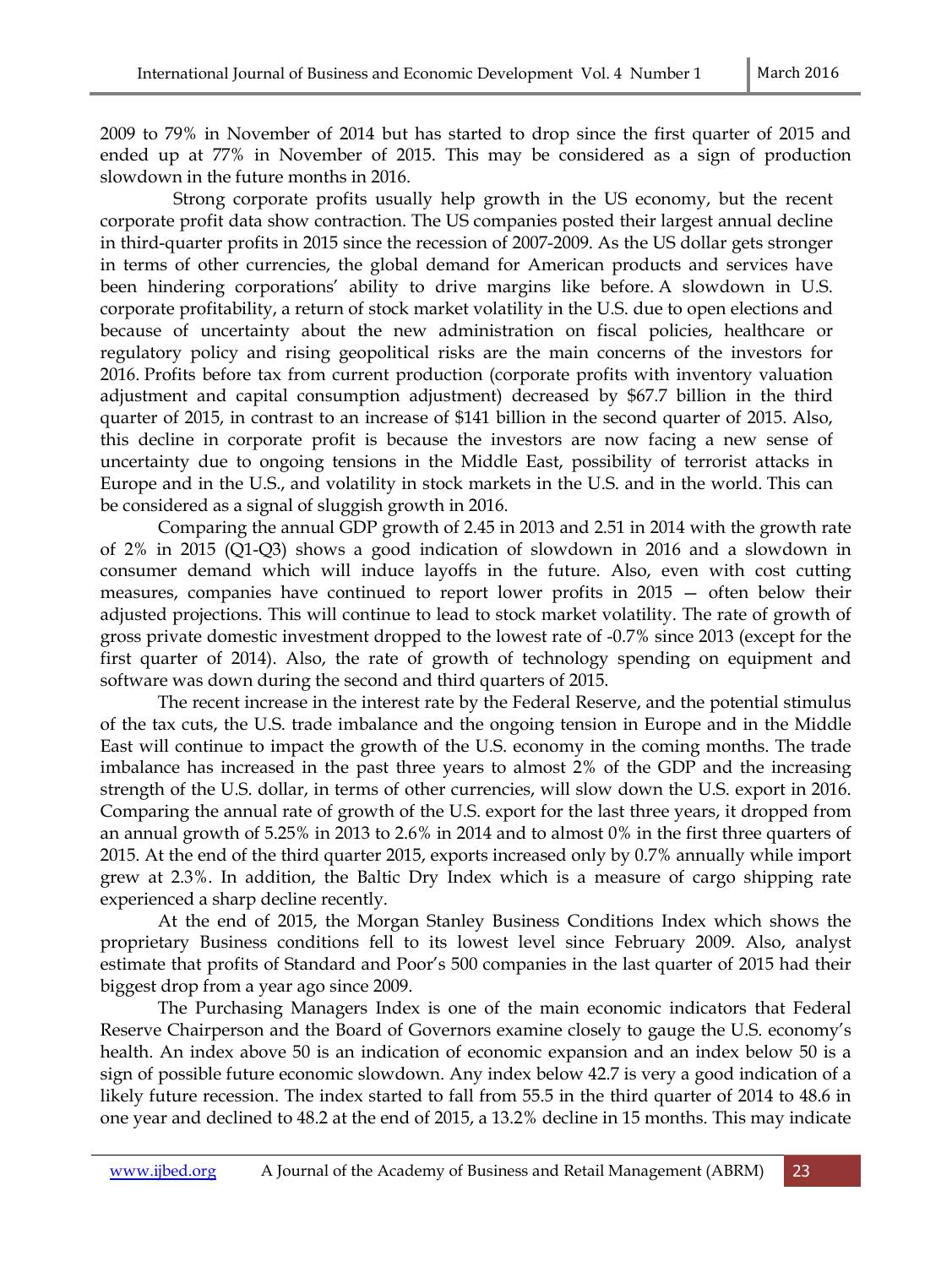2009 to 79% in November of 2014 but has started to drop since the first quarter of 2015 and ended up at 77% in November of 2015. This may be considered as a sign of production slowdown in the future months in 2016.

Strong corporate profits usually help growth in the US economy, but the recent corporate profit data show contraction. The US companies posted their largest annual decline in third-quarter profits in 2015 since the recession of 2007-2009. As the US dollar gets stronger in terms of other currencies, the global demand for American products and services have been hindering corporations' ability to drive margins like before. A slowdown in U.S. corporate profitability, a return of stock market volatility in the U.S. due to open elections and because of uncertainty about the new administration on fiscal policies, healthcare or regulatory policy and rising geopolitical risks are the main concerns of the investors for 2016. Profits before tax from current production (corporate profits with inventory valuation adjustment and capital consumption adjustment) decreased by $67.7 billion in the third quarter of 2015, in contrast to an increase of $141 billion in the second quarter of 2015. Also, this decline in corporate profit is because the investors are now facing a new sense of uncertainty due to ongoing tensions in the Middle East, possibility of terrorist attacks in Europe and in the U.S., and volatility in stock markets in the U.S. and in the world. This can be considered as a signal of sluggish growth in 2016.

Comparing the annual GDP growth of 2.45 in 2013 and 2.51 in 2014 with the growth rate of 2% in 2015 (Q1-Q3) shows a good indication of slowdown in 2016 and a slowdown in consumer demand which will induce layoffs in the future. Also, even with cost cutting measures, companies have continued to report lower profits in 2015 — often below their adjusted projections. This will continue to lead to stock market volatility. The rate of growth of gross private domestic investment dropped to the lowest rate of -0.7% since 2013 (except for the first quarter of 2014). Also, the rate of growth of technology spending on equipment and software was down during the second and third quarters of 2015.

The recent increase in the interest rate by the Federal Reserve, and the potential stimulus of the tax cuts, the U.S. trade imbalance and the ongoing tension in Europe and in the Middle East will continue to impact the growth of the U.S. economy in the coming months. The trade imbalance has increased in the past three years to almost 2% of the GDP and the increasing strength of the U.S. dollar, in terms of other currencies, will slow down the U.S. export in 2016. Comparing the annual rate of growth of the U.S. export for the last three years, it dropped from an annual growth of 5.25% in 2013 to 2.6% in 2014 and to almost 0% in the first three quarters of 2015. At the end of the third quarter 2015, exports increased only by 0.7% annually while import grew at 2.3%. In addition, the Baltic Dry Index which is a measure of cargo shipping rate experienced a sharp decline recently.

At the end of 2015, the Morgan Stanley Business Conditions Index which shows the proprietary Business conditions fell to its lowest level since February 2009. Also, analyst estimate that profits of Standard and Poor's 500 companies in the last quarter of 2015 had their biggest drop from a year ago since 2009.

The Purchasing Managers Index is one of the main economic indicators that Federal Reserve Chairperson and the Board of Governors examine closely to gauge the U.S. economy's health. An index above 50 is an indication of economic expansion and an index below 50 is a sign of possible future economic slowdown. Any index below 42.7 is very a good indication of a likely future recession. The index started to fall from 55.5 in the third quarter of 2014 to 48.6 in one year and declined to 48.2 at the end of 2015, a 13.2% decline in 15 months. This may indicate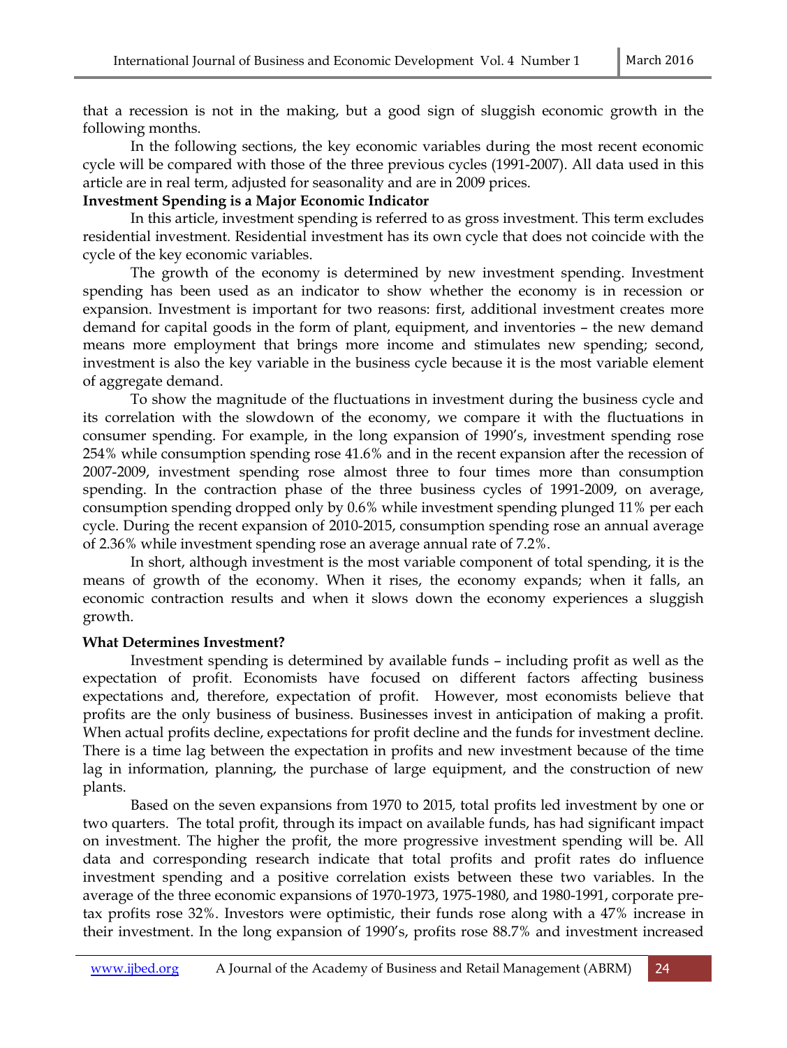that a recession is not in the making, but a good sign of sluggish economic growth in the following months.

In the following sections, the key economic variables during the most recent economic cycle will be compared with those of the three previous cycles (1991-2007). All data used in this article are in real term, adjusted for seasonality and are in 2009 prices.

**Investment Spending is a Major Economic Indicator**

In this article, investment spending is referred to as gross investment. This term excludes residential investment. Residential investment has its own cycle that does not coincide with the cycle of the key economic variables.

The growth of the economy is determined by new investment spending. Investment spending has been used as an indicator to show whether the economy is in recession or expansion. Investment is important for two reasons: first, additional investment creates more demand for capital goods in the form of plant, equipment, and inventories – the new demand means more employment that brings more income and stimulates new spending; second, investment is also the key variable in the business cycle because it is the most variable element of aggregate demand.

To show the magnitude of the fluctuations in investment during the business cycle and its correlation with the slowdown of the economy, we compare it with the fluctuations in consumer spending. For example, in the long expansion of 1990's, investment spending rose 254% while consumption spending rose 41.6% and in the recent expansion after the recession of 2007-2009, investment spending rose almost three to four times more than consumption spending. In the contraction phase of the three business cycles of 1991-2009, on average, consumption spending dropped only by 0.6% while investment spending plunged 11% per each cycle. During the recent expansion of 2010-2015, consumption spending rose an annual average of 2.36% while investment spending rose an average annual rate of 7.2%.

In short, although investment is the most variable component of total spending, it is the means of growth of the economy. When it rises, the economy expands; when it falls, an economic contraction results and when it slows down the economy experiences a sluggish growth.

**What Determines Investment?**

Investment spending is determined by available funds – including profit as well as the expectation of profit. Economists have focused on different factors affecting business expectations and, therefore, expectation of profit. However, most economists believe that profits are the only business of business. Businesses invest in anticipation of making a profit. When actual profits decline, expectations for profit decline and the funds for investment decline. There is a time lag between the expectation in profits and new investment because of the time lag in information, planning, the purchase of large equipment, and the construction of new plants.

Based on the seven expansions from 1970 to 2015, total profits led investment by one or two quarters. The total profit, through its impact on available funds, has had significant impact on investment. The higher the profit, the more progressive investment spending will be. All data and corresponding research indicate that total profits and profit rates do influence investment spending and a positive correlation exists between these two variables. In the average of the three economic expansions of 1970-1973, 1975-1980, and 1980-1991, corporate pre-tax profits rose 32%. Investors were optimistic, their funds rose along with a 47% increase in their investment. In the long expansion of 1990's, profits rose 88.7% and investment increased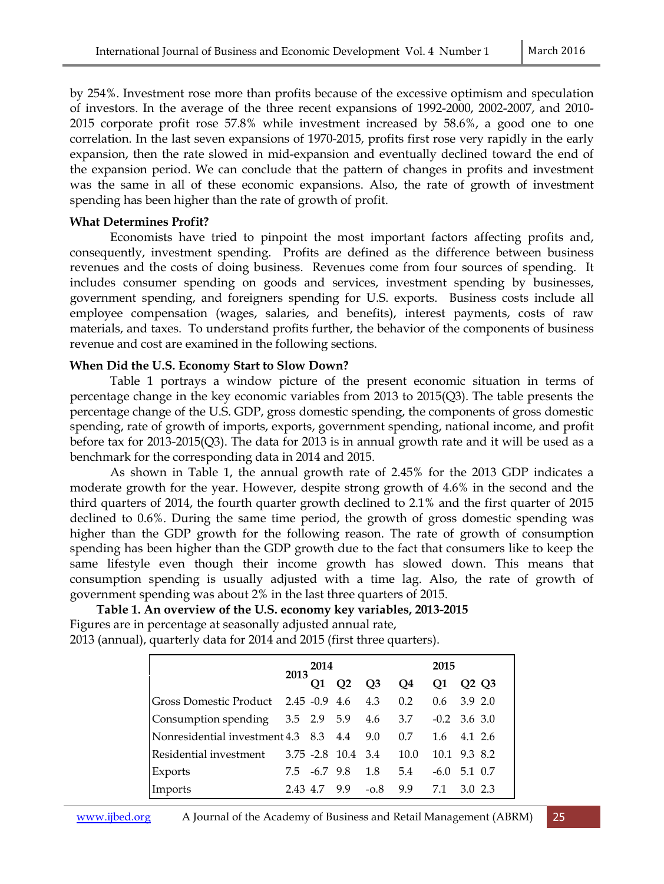by 254%. Investment rose more than profits because of the excessive optimism and speculation of investors. In the average of the three recent expansions of 1992-2000, 2002-2007, and 2010-2015 corporate profit rose 57.8% while investment increased by 58.6%, a good one to one correlation. In the last seven expansions of 1970-2015, profits first rose very rapidly in the early expansion, then the rate slowed in mid-expansion and eventually declined toward the end of the expansion period. We can conclude that the pattern of changes in profits and investment was the same in all of these economic expansions. Also, the rate of growth of investment spending has been higher than the rate of growth of profit.

**What Determines Profit?**

Economists have tried to pinpoint the most important factors affecting profits and, consequently, investment spending. Profits are defined as the difference between business revenues and the costs of doing business. Revenues come from four sources of spending. It includes consumer spending on goods and services, investment spending by businesses, government spending, and foreigners spending for U.S. exports. Business costs include all employee compensation (wages, salaries, and benefits), interest payments, costs of raw materials, and taxes. To understand profits further, the behavior of the components of business revenue and cost are examined in the following sections.

**When Did the U.S. Economy Start to Slow Down?**

Table 1 portrays a window picture of the present economic situation in terms of percentage change in the key economic variables from 2013 to 2015(Q3). The table presents the percentage change of the U.S. GDP, gross domestic spending, the components of gross domestic spending, rate of growth of imports, exports, government spending, national income, and profit before tax for 2013-2015(Q3). The data for 2013 is in annual growth rate and it will be used as a benchmark for the corresponding data in 2014 and 2015.

As shown in Table 1, the annual growth rate of 2.45% for the 2013 GDP indicates a moderate growth for the year. However, despite strong growth of 4.6% in the second and the third quarters of 2014, the fourth quarter growth declined to 2.1% and the first quarter of 2015 declined to 0.6%. During the same time period, the growth of gross domestic spending was higher than the GDP growth for the following reason. The rate of growth of consumption spending has been higher than the GDP growth due to the fact that consumers like to keep the same lifestyle even though their income growth has slowed down. This means that consumption spending is usually adjusted with a time lag. Also, the rate of growth of government spending was about 2% in the last three quarters of 2015.

**Table 1. An overview of the U.S. economy key variables, 2013-2015**

Figures are in percentage at seasonally adjusted annual rate,
2013 (annual), quarterly data for 2014 and 2015 (first three quarters).

| | 2013 | 2014 | | | | 2015 | | |
|---|---|---|---|---|---|---|---|---|
| | | Q1 | Q2 | Q3 | Q4 | Q1 | Q2 | Q3 |
| Gross Domestic Product | 2.45 | -0.9 | 4.6 | 4.3 | 0.2 | 0.6 | 3.9 | 2.0 |
| Consumption spending | 3.5 | 2.9 | 5.9 | 4.6 | 3.7 | -0.2 | 3.6 | 3.0 |
| Nonresidential investment | 4.3 | 8.3 | 4.4 | 9.0 | 0.7 | 1.6 | 4.1 | 2.6 |
| Residential investment | 3.75 | -2.8 | 10.4 | 3.4 | 10.0 | 10.1 | 9.3 | 8.2 |
| Exports | 7.5 | -6.7 | 9.8 | 1.8 | 5.4 | -6.0 | 5.1 | 0.7 |
| Imports | 2.43 | 4.7 | 9.9 | -o.8 | 9.9 | 7.1 | 3.0 | 2.3 |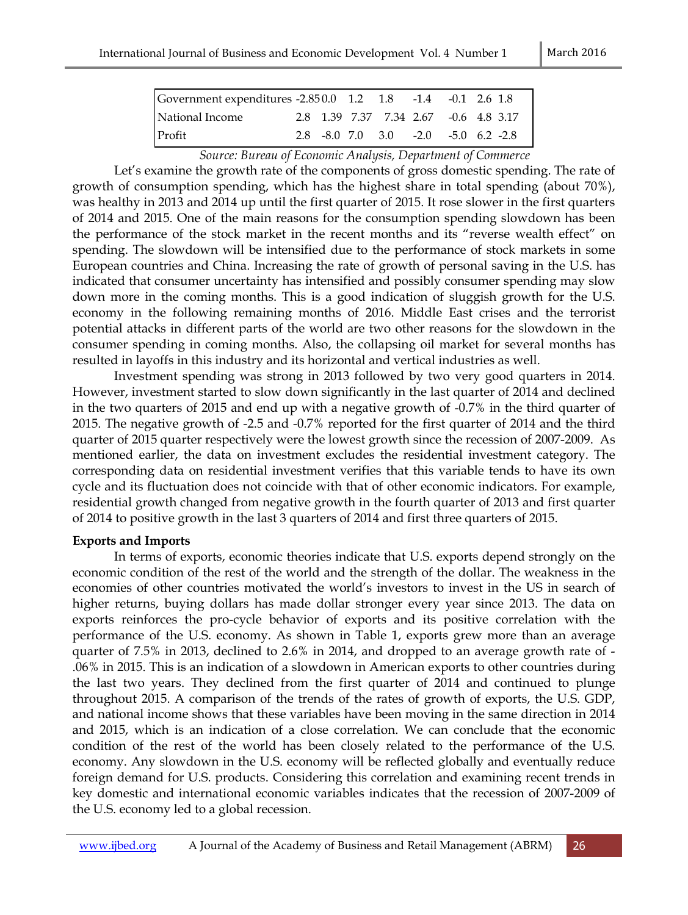| | | | | | | | | |
|---|---|---|---|---|---|---|---|---|
| Government expenditures | -2.85 | 0.0 | 1.2 | 1.8 | -1.4 | -0.1 | 2.6 | 1.8 |
| National Income | 2.8 | 1.39 | 7.37 | 7.34 | 2.67 | -0.6 | 4.8 | 3.17 |
| Profit | 2.8 | -8.0 | 7.0 | 3.0 | -2.0 | -5.0 | 6.2 | -2.8 |

*Source: Bureau of Economic Analysis, Department of Commerce*

Let's examine the growth rate of the components of gross domestic spending. The rate of growth of consumption spending, which has the highest share in total spending (about 70%), was healthy in 2013 and 2014 up until the first quarter of 2015. It rose slower in the first quarters of 2014 and 2015. One of the main reasons for the consumption spending slowdown has been the performance of the stock market in the recent months and its "reverse wealth effect" on spending. The slowdown will be intensified due to the performance of stock markets in some European countries and China. Increasing the rate of growth of personal saving in the U.S. has indicated that consumer uncertainty has intensified and possibly consumer spending may slow down more in the coming months. This is a good indication of sluggish growth for the U.S. economy in the following remaining months of 2016. Middle East crises and the terrorist potential attacks in different parts of the world are two other reasons for the slowdown in the consumer spending in coming months. Also, the collapsing oil market for several months has resulted in layoffs in this industry and its horizontal and vertical industries as well.

Investment spending was strong in 2013 followed by two very good quarters in 2014. However, investment started to slow down significantly in the last quarter of 2014 and declined in the two quarters of 2015 and end up with a negative growth of -0.7% in the third quarter of 2015. The negative growth of -2.5 and -0.7% reported for the first quarter of 2014 and the third quarter of 2015 quarter respectively were the lowest growth since the recession of 2007-2009. As mentioned earlier, the data on investment excludes the residential investment category. The corresponding data on residential investment verifies that this variable tends to have its own cycle and its fluctuation does not coincide with that of other economic indicators. For example, residential growth changed from negative growth in the fourth quarter of 2013 and first quarter of 2014 to positive growth in the last 3 quarters of 2014 and first three quarters of 2015.

**Exports and Imports**

In terms of exports, economic theories indicate that U.S. exports depend strongly on the economic condition of the rest of the world and the strength of the dollar. The weakness in the economies of other countries motivated the world's investors to invest in the US in search of higher returns, buying dollars has made dollar stronger every year since 2013. The data on exports reinforces the pro-cycle behavior of exports and its positive correlation with the performance of the U.S. economy. As shown in Table 1, exports grew more than an average quarter of 7.5% in 2013, declined to 2.6% in 2014, and dropped to an average growth rate of -.06% in 2015. This is an indication of a slowdown in American exports to other countries during the last two years. They declined from the first quarter of 2014 and continued to plunge throughout 2015. A comparison of the trends of the rates of growth of exports, the U.S. GDP, and national income shows that these variables have been moving in the same direction in 2014 and 2015, which is an indication of a close correlation. We can conclude that the economic condition of the rest of the world has been closely related to the performance of the U.S. economy. Any slowdown in the U.S. economy will be reflected globally and eventually reduce foreign demand for U.S. products. Considering this correlation and examining recent trends in key domestic and international economic variables indicates that the recession of 2007-2009 of the U.S. economy led to a global recession.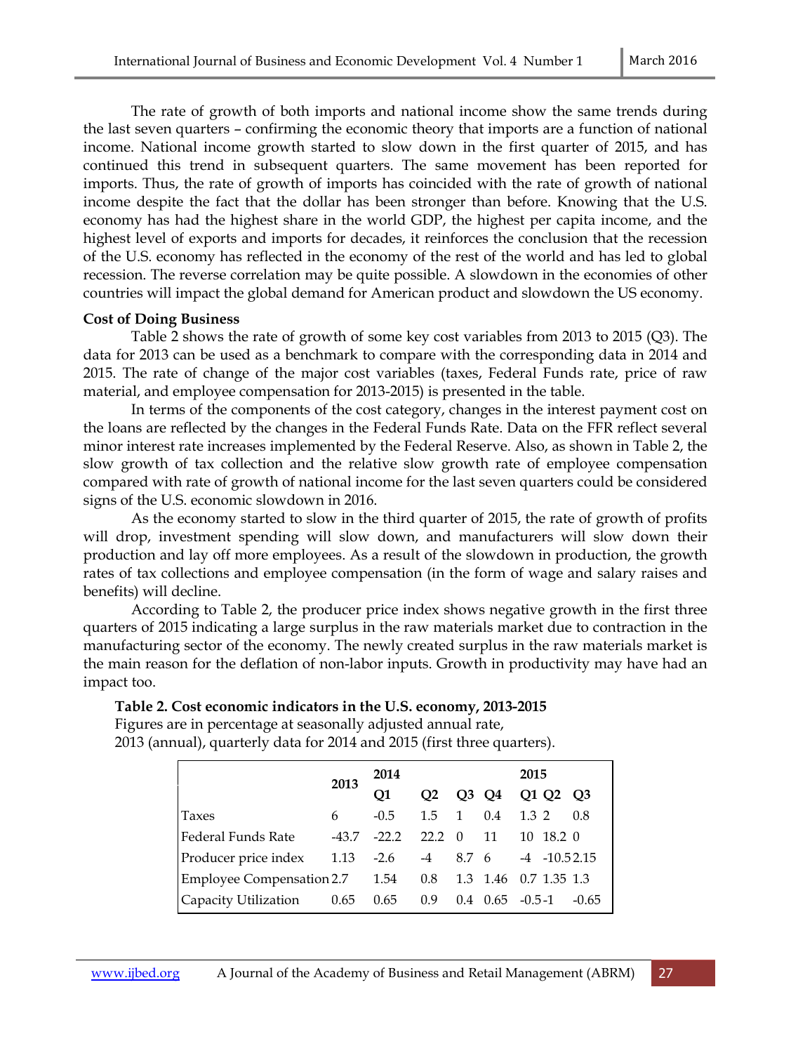The rate of growth of both imports and national income show the same trends during the last seven quarters – confirming the economic theory that imports are a function of national income. National income growth started to slow down in the first quarter of 2015, and has continued this trend in subsequent quarters. The same movement has been reported for imports. Thus, the rate of growth of imports has coincided with the rate of growth of national income despite the fact that the dollar has been stronger than before. Knowing that the U.S. economy has had the highest share in the world GDP, the highest per capita income, and the highest level of exports and imports for decades, it reinforces the conclusion that the recession of the U.S. economy has reflected in the economy of the rest of the world and has led to global recession. The reverse correlation may be quite possible. A slowdown in the economies of other countries will impact the global demand for American product and slowdown the US economy.

**Cost of Doing Business**

Table 2 shows the rate of growth of some key cost variables from 2013 to 2015 (Q3). The data for 2013 can be used as a benchmark to compare with the corresponding data in 2014 and 2015. The rate of change of the major cost variables (taxes, Federal Funds rate, price of raw material, and employee compensation for 2013-2015) is presented in the table.

In terms of the components of the cost category, changes in the interest payment cost on the loans are reflected by the changes in the Federal Funds Rate. Data on the FFR reflect several minor interest rate increases implemented by the Federal Reserve. Also, as shown in Table 2, the slow growth of tax collection and the relative slow growth rate of employee compensation compared with rate of growth of national income for the last seven quarters could be considered signs of the U.S. economic slowdown in 2016.

As the economy started to slow in the third quarter of 2015, the rate of growth of profits will drop, investment spending will slow down, and manufacturers will slow down their production and lay off more employees. As a result of the slowdown in production, the growth rates of tax collections and employee compensation (in the form of wage and salary raises and benefits) will decline.

According to Table 2, the producer price index shows negative growth in the first three quarters of 2015 indicating a large surplus in the raw materials market due to contraction in the manufacturing sector of the economy. The newly created surplus in the raw materials market is the main reason for the deflation of non-labor inputs. Growth in productivity may have had an impact too.

**Table 2. Cost economic indicators in the U.S. economy, 2013-2015**

Figures are in percentage at seasonally adjusted annual rate,
2013 (annual), quarterly data for 2014 and 2015 (first three quarters).

| | 2013 | 2014 | | | | 2015 | | |
|---|---|---|---|---|---|---|---|---|
| | | Q1 | Q2 | Q3 | Q4 | Q1 | Q2 | Q3 |
| Taxes | 6 | -0.5 | 1.5 | 1 | 0.4 | 1.3 | 2 | 0.8 |
| Federal Funds Rate | -43.7 | -22.2 | 22.2 | 0 | 11 | 10 | 18.2 | 0 |
| Producer price index | 1.13 | -2.6 | -4 | 8.7 | 6 | -4 | -10.5 | 2.15 |
| Employee Compensation | 2.7 | 1.54 | 0.8 | 1.3 | 1.46 | 0.7 | 1.35 | 1.3 |
| Capacity Utilization | 0.65 | 0.65 | 0.9 | 0.4 | 0.65 | -0.5 | -1 | -0.65 |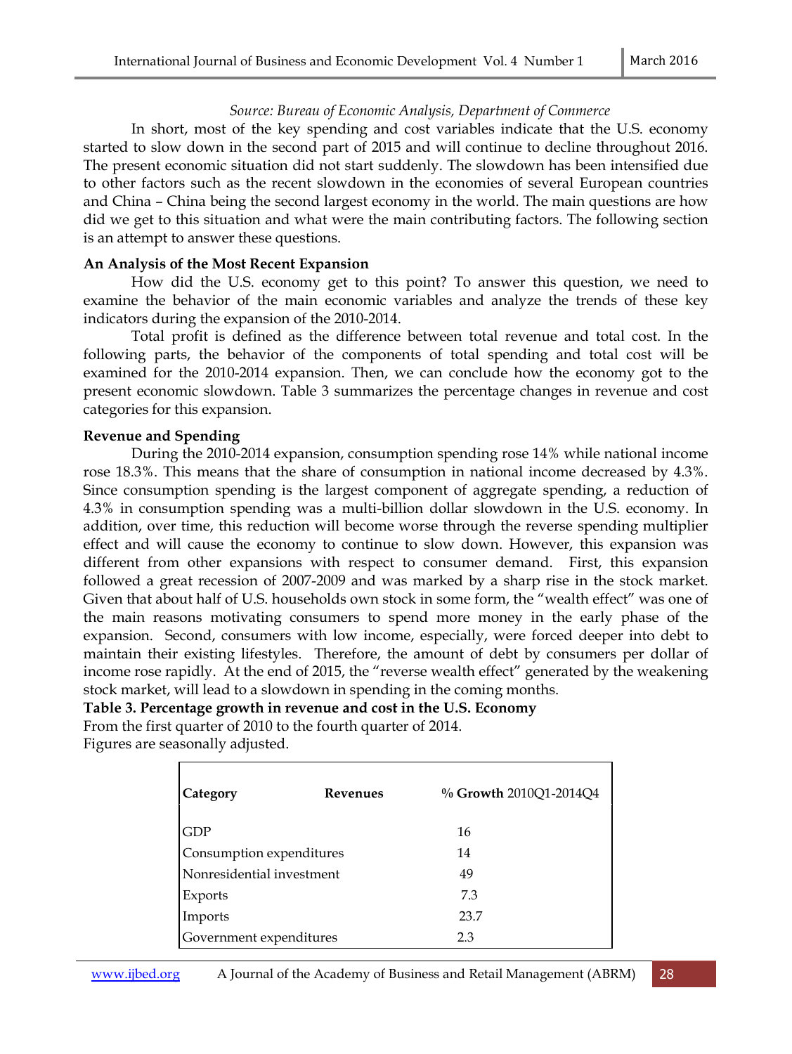*Source: Bureau of Economic Analysis, Department of Commerce*

In short, most of the key spending and cost variables indicate that the U.S. economy started to slow down in the second part of 2015 and will continue to decline throughout 2016. The present economic situation did not start suddenly. The slowdown has been intensified due to other factors such as the recent slowdown in the economies of several European countries and China – China being the second largest economy in the world. The main questions are how did we get to this situation and what were the main contributing factors. The following section is an attempt to answer these questions.

**An Analysis of the Most Recent Expansion**

How did the U.S. economy get to this point? To answer this question, we need to examine the behavior of the main economic variables and analyze the trends of these key indicators during the expansion of the 2010-2014.

Total profit is defined as the difference between total revenue and total cost. In the following parts, the behavior of the components of total spending and total cost will be examined for the 2010-2014 expansion. Then, we can conclude how the economy got to the present economic slowdown. Table 3 summarizes the percentage changes in revenue and cost categories for this expansion.

**Revenue and Spending**

During the 2010-2014 expansion, consumption spending rose 14% while national income rose 18.3%. This means that the share of consumption in national income decreased by 4.3%. Since consumption spending is the largest component of aggregate spending, a reduction of 4.3% in consumption spending was a multi-billion dollar slowdown in the U.S. economy. In addition, over time, this reduction will become worse through the reverse spending multiplier effect and will cause the economy to continue to slow down. However, this expansion was different from other expansions with respect to consumer demand. First, this expansion followed a great recession of 2007-2009 and was marked by a sharp rise in the stock market. Given that about half of U.S. households own stock in some form, the "wealth effect" was one of the main reasons motivating consumers to spend more money in the early phase of the expansion. Second, consumers with low income, especially, were forced deeper into debt to maintain their existing lifestyles. Therefore, the amount of debt by consumers per dollar of income rose rapidly. At the end of 2015, the "reverse wealth effect" generated by the weakening stock market, will lead to a slowdown in spending in the coming months.

**Table 3. Percentage growth in revenue and cost in the U.S. Economy**

From the first quarter of 2010 to the fourth quarter of 2014.

Figures are seasonally adjusted.

| Category | Revenues | **% Growth** 2010Q1-2014Q4 |
|---|---|---|
| GDP | | 16 |
| Consumption expenditures | | 14 |
| Nonresidential investment | | 49 |
| Exports | | 7.3 |
| Imports | | 23.7 |
| Government expenditures | | 2.3 |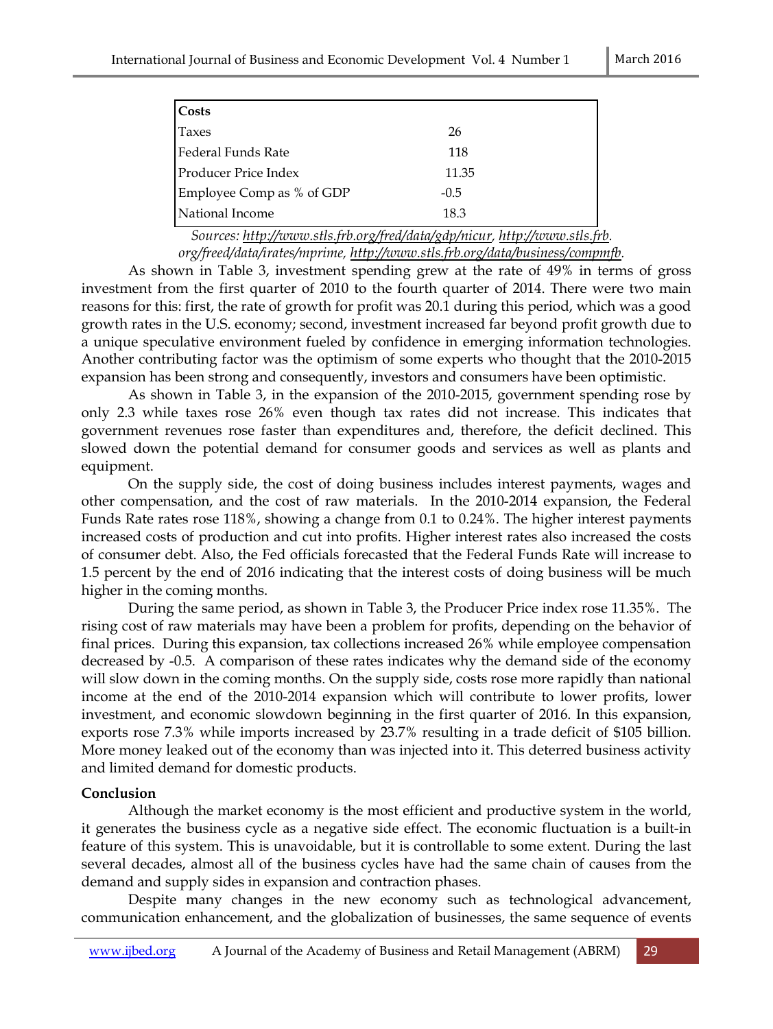| Costs | |
|---|---|
| Taxes | 26 |
| Federal Funds Rate | 118 |
| Producer Price Index | 11.35 |
| Employee Comp as % of GDP | -0.5 |
| National Income | 18.3 |

*Sources: http://www.stls.frb.org/fred/data/gdp/nicur, http://www.stls.frb.org/freed/data/irates/mprime, http://www.stls.frb.org/data/business/compmfb.*

As shown in Table 3, investment spending grew at the rate of 49% in terms of gross investment from the first quarter of 2010 to the fourth quarter of 2014. There were two main reasons for this: first, the rate of growth for profit was 20.1 during this period, which was a good growth rates in the U.S. economy; second, investment increased far beyond profit growth due to a unique speculative environment fueled by confidence in emerging information technologies. Another contributing factor was the optimism of some experts who thought that the 2010-2015 expansion has been strong and consequently, investors and consumers have been optimistic.

As shown in Table 3, in the expansion of the 2010-2015, government spending rose by only 2.3 while taxes rose 26% even though tax rates did not increase. This indicates that government revenues rose faster than expenditures and, therefore, the deficit declined. This slowed down the potential demand for consumer goods and services as well as plants and equipment.

On the supply side, the cost of doing business includes interest payments, wages and other compensation, and the cost of raw materials. In the 2010-2014 expansion, the Federal Funds Rate rates rose 118%, showing a change from 0.1 to 0.24%. The higher interest payments increased costs of production and cut into profits. Higher interest rates also increased the costs of consumer debt. Also, the Fed officials forecasted that the Federal Funds Rate will increase to 1.5 percent by the end of 2016 indicating that the interest costs of doing business will be much higher in the coming months.

During the same period, as shown in Table 3, the Producer Price index rose 11.35%. The rising cost of raw materials may have been a problem for profits, depending on the behavior of final prices. During this expansion, tax collections increased 26% while employee compensation decreased by -0.5. A comparison of these rates indicates why the demand side of the economy will slow down in the coming months. On the supply side, costs rose more rapidly than national income at the end of the 2010-2014 expansion which will contribute to lower profits, lower investment, and economic slowdown beginning in the first quarter of 2016. In this expansion, exports rose 7.3% while imports increased by 23.7% resulting in a trade deficit of $105 billion. More money leaked out of the economy than was injected into it. This deterred business activity and limited demand for domestic products.

**Conclusion**

Although the market economy is the most efficient and productive system in the world, it generates the business cycle as a negative side effect. The economic fluctuation is a built-in feature of this system. This is unavoidable, but it is controllable to some extent. During the last several decades, almost all of the business cycles have had the same chain of causes from the demand and supply sides in expansion and contraction phases.

Despite many changes in the new economy such as technological advancement, communication enhancement, and the globalization of businesses, the same sequence of events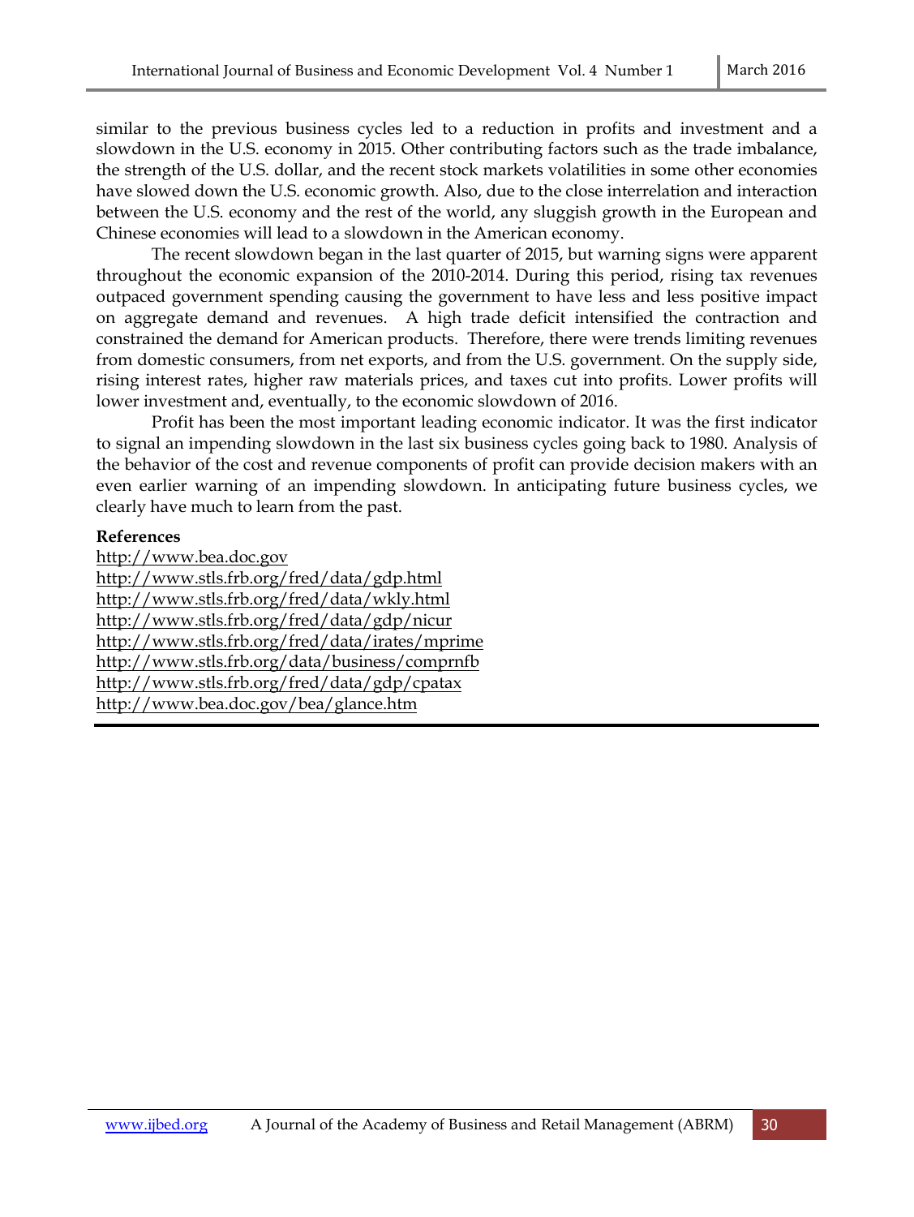similar to the previous business cycles led to a reduction in profits and investment and a slowdown in the U.S. economy in 2015. Other contributing factors such as the trade imbalance, the strength of the U.S. dollar, and the recent stock markets volatilities in some other economies have slowed down the U.S. economic growth. Also, due to the close interrelation and interaction between the U.S. economy and the rest of the world, any sluggish growth in the European and Chinese economies will lead to a slowdown in the American economy.

The recent slowdown began in the last quarter of 2015, but warning signs were apparent throughout the economic expansion of the 2010-2014. During this period, rising tax revenues outpaced government spending causing the government to have less and less positive impact on aggregate demand and revenues. A high trade deficit intensified the contraction and constrained the demand for American products. Therefore, there were trends limiting revenues from domestic consumers, from net exports, and from the U.S. government. On the supply side, rising interest rates, higher raw materials prices, and taxes cut into profits. Lower profits will lower investment and, eventually, to the economic slowdown of 2016.

Profit has been the most important leading economic indicator. It was the first indicator to signal an impending slowdown in the last six business cycles going back to 1980. Analysis of the behavior of the cost and revenue components of profit can provide decision makers with an even earlier warning of an impending slowdown. In anticipating future business cycles, we clearly have much to learn from the past.

**References**

http://www.bea.doc.gov
http://www.stls.frb.org/fred/data/gdp.html
http://www.stls.frb.org/fred/data/wkly.html
http://www.stls.frb.org/fred/data/gdp/nicur
http://www.stls.frb.org/fred/data/irates/mprime
http://www.stls.frb.org/data/business/comprnfb
http://www.stls.frb.org/fred/data/gdp/cpatax
http://www.bea.doc.gov/bea/glance.htm